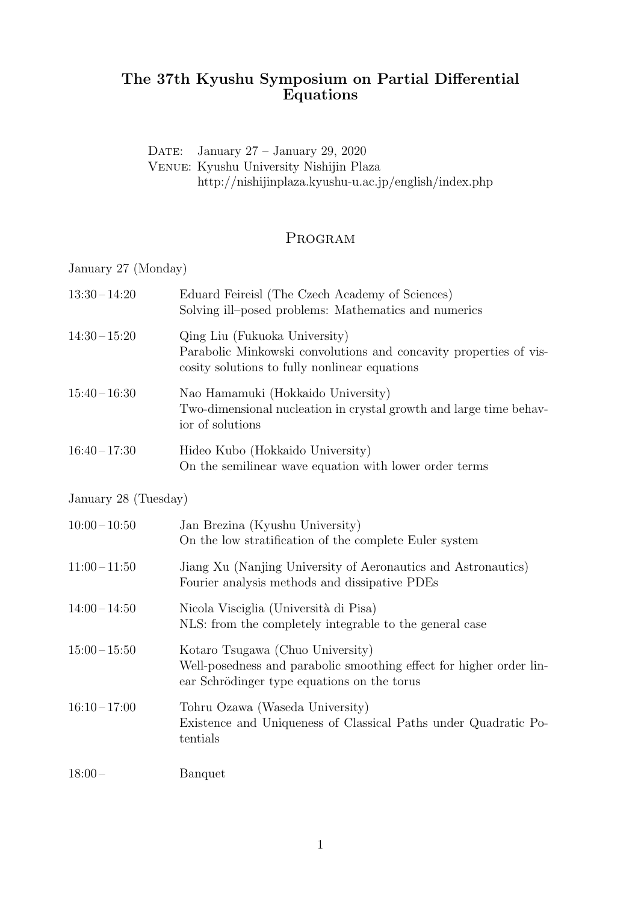# The 37th Kyushu Symposium on Partial Differential Equations

Date: January 27 – January 29, 2020
Venue: Kyushu University Nishijin Plaza
http://nishijinplaza.kyushu-u.ac.jp/english/index.php

## Program

January 27 (Monday)

13:30 – 14:20 Eduard Feireisl (The Czech Academy of Sciences)
Solving ill–posed problems: Mathematics and numerics

14:30 – 15:20 Qing Liu (Fukuoka University)
Parabolic Minkowski convolutions and concavity properties of viscosity solutions to fully nonlinear equations

15:40 – 16:30 Nao Hamamuki (Hokkaido University)
Two-dimensional nucleation in crystal growth and large time behavior of solutions

16:40 – 17:30 Hideo Kubo (Hokkaido University)
On the semilinear wave equation with lower order terms

January 28 (Tuesday)

10:00 – 10:50 Jan Brezina (Kyushu University)
On the low stratification of the complete Euler system

11:00 – 11:50 Jiang Xu (Nanjing University of Aeronautics and Astronautics)
Fourier analysis methods and dissipative PDEs

14:00 – 14:50 Nicola Visciglia (Università di Pisa)
NLS: from the completely integrable to the general case

15:00 – 15:50 Kotaro Tsugawa (Chuo University)
Well-posedness and parabolic smoothing effect for higher order linear Schrödinger type equations on the torus

16:10 – 17:00 Tohru Ozawa (Waseda University)
Existence and Uniqueness of Classical Paths under Quadratic Potentials

18:00 – Banquet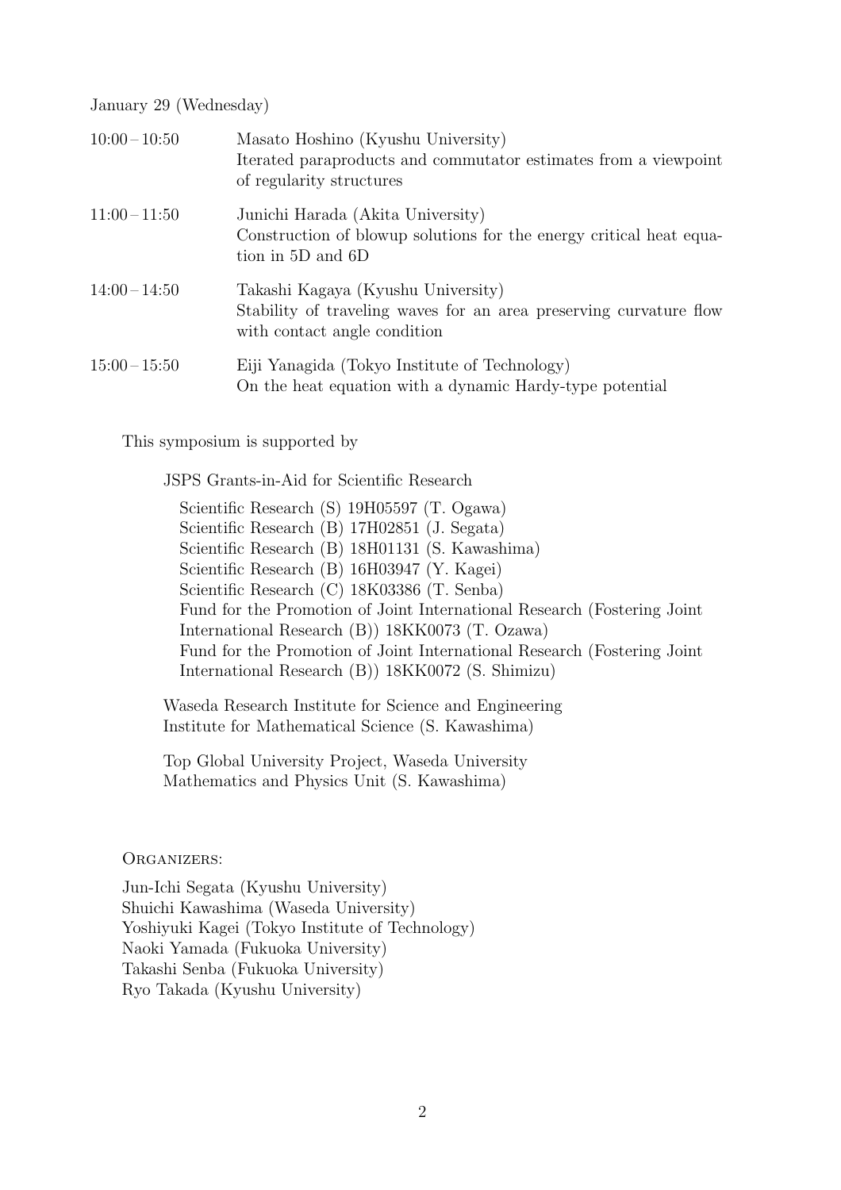January 29 (Wednesday)

| | |
|---|---|
| 10:00 – 10:50 | Masato Hoshino (Kyushu University)<br>Iterated paraproducts and commutator estimates from a viewpoint of regularity structures |
| 11:00 – 11:50 | Junichi Harada (Akita University)<br>Construction of blowup solutions for the energy critical heat equation in 5D and 6D |
| 14:00 – 14:50 | Takashi Kagaya (Kyushu University)<br>Stability of traveling waves for an area preserving curvature flow with contact angle condition |
| 15:00 – 15:50 | Eiji Yanagida (Tokyo Institute of Technology)<br>On the heat equation with a dynamic Hardy-type potential |

This symposium is supported by

JSPS Grants-in-Aid for Scientific Research

Scientific Research (S) 19H05597 (T. Ogawa)
Scientific Research (B) 17H02851 (J. Segata)
Scientific Research (B) 18H01131 (S. Kawashima)
Scientific Research (B) 16H03947 (Y. Kagei)
Scientific Research (C) 18K03386 (T. Senba)
Fund for the Promotion of Joint International Research (Fostering Joint International Research (B)) 18KK0073 (T. Ozawa)
Fund for the Promotion of Joint International Research (Fostering Joint International Research (B)) 18KK0072 (S. Shimizu)

Waseda Research Institute for Science and Engineering
Institute for Mathematical Science (S. Kawashima)

Top Global University Project, Waseda University
Mathematics and Physics Unit (S. Kawashima)

Organizers:

Jun-Ichi Segata (Kyushu University)
Shuichi Kawashima (Waseda University)
Yoshiyuki Kagei (Tokyo Institute of Technology)
Naoki Yamada (Fukuoka University)
Takashi Senba (Fukuoka University)
Ryo Takada (Kyushu University)